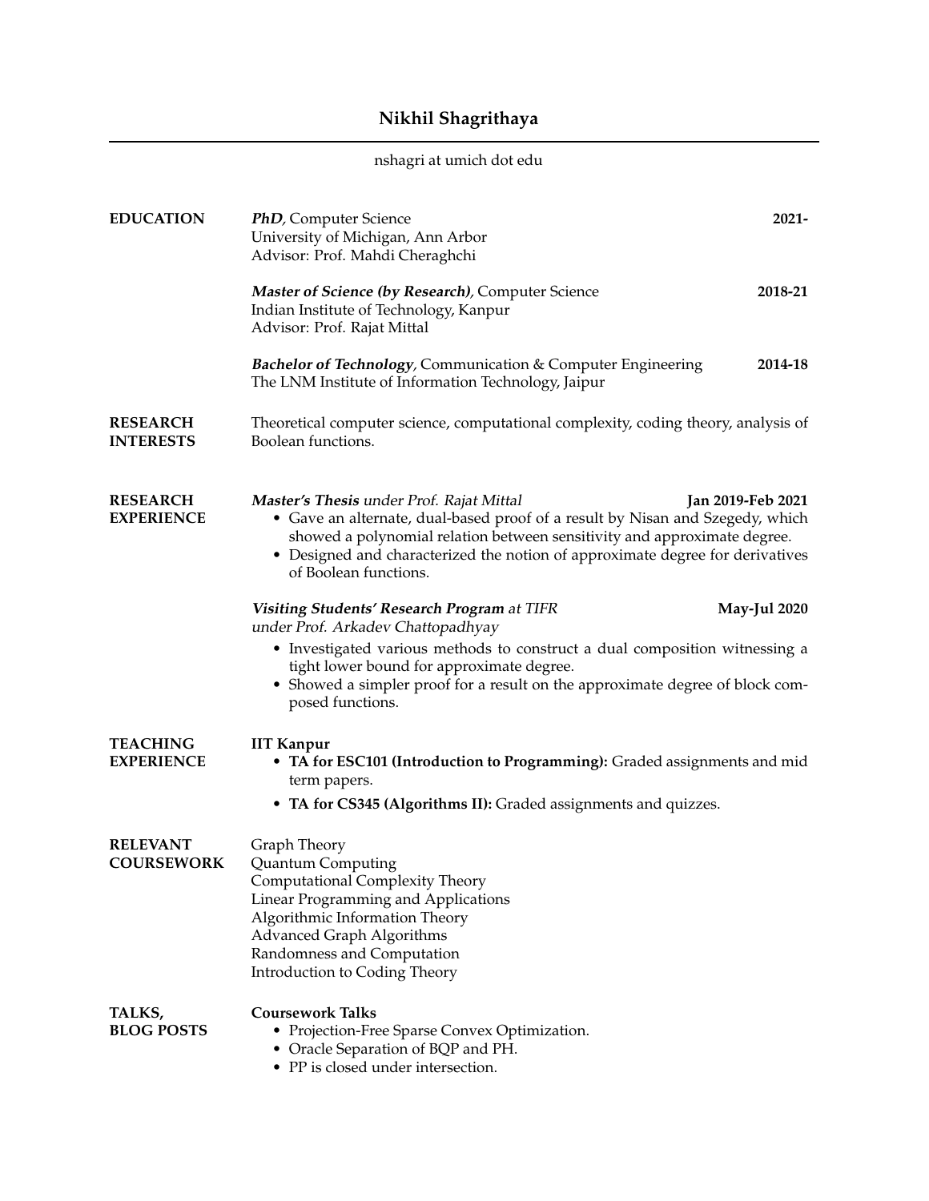# Nikhil Shagrithaya

nshagri at umich dot edu

## EDUCATION

***PhD***, Computer Science — **2021-**
University of Michigan, Ann Arbor
Advisor: Prof. Mahdi Cheraghchi

***Master of Science (by Research)***, Computer Science — **2018-21**
Indian Institute of Technology, Kanpur
Advisor: Prof. Rajat Mittal

***Bachelor of Technology***, Communication & Computer Engineering — **2014-18**
The LNM Institute of Information Technology, Jaipur

## RESEARCH INTERESTS

Theoretical computer science, computational complexity, coding theory, analysis of Boolean functions.

## RESEARCH EXPERIENCE

***Master's Thesis*** *under Prof. Rajat Mittal* — **Jan 2019-Feb 2021**

- Gave an alternate, dual-based proof of a result by Nisan and Szegedy, which showed a polynomial relation between sensitivity and approximate degree.
- Designed and characterized the notion of approximate degree for derivatives of Boolean functions.

***Visiting Students' Research Program*** *at TIFR under Prof. Arkadev Chattopadhyay* — **May-Jul 2020**

- Investigated various methods to construct a dual composition witnessing a tight lower bound for approximate degree.
- Showed a simpler proof for a result on the approximate degree of block composed functions.

## TEACHING EXPERIENCE

**IIT Kanpur**

- **TA for ESC101 (Introduction to Programming):** Graded assignments and mid term papers.
- **TA for CS345 (Algorithms II):** Graded assignments and quizzes.

## RELEVANT COURSEWORK

Graph Theory
Quantum Computing
Computational Complexity Theory
Linear Programming and Applications
Algorithmic Information Theory
Advanced Graph Algorithms
Randomness and Computation
Introduction to Coding Theory

## TALKS, BLOG POSTS

**Coursework Talks**

- Projection-Free Sparse Convex Optimization.
- Oracle Separation of BQP and PH.
- PP is closed under intersection.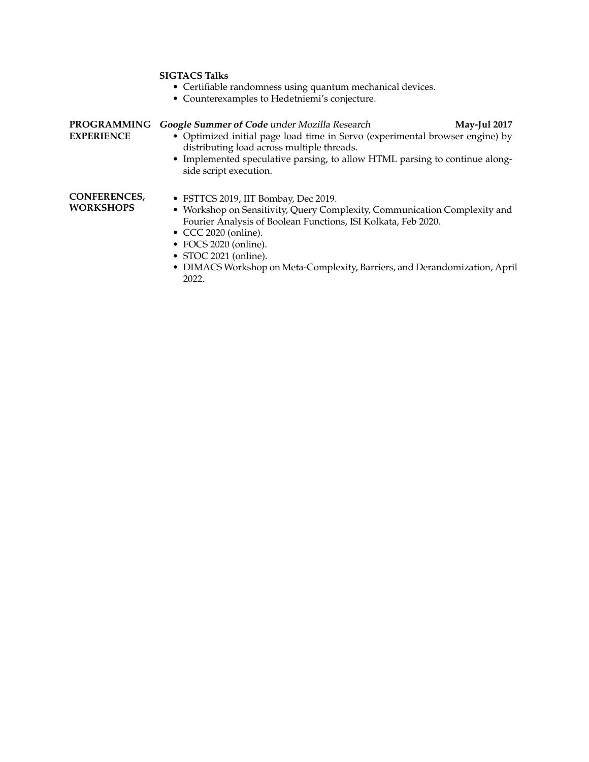**SIGTACS Talks**

- Certifiable randomness using quantum mechanical devices.
- Counterexamples to Hedetniemi's conjecture.

## PROGRAMMING EXPERIENCE

***Google Summer of Code*** *under Mozilla Research* **May-Jul 2017**

- Optimized initial page load time in Servo (experimental browser engine) by distributing load across multiple threads.
- Implemented speculative parsing, to allow HTML parsing to continue alongside script execution.

## CONFERENCES, WORKSHOPS

- FSTTCS 2019, IIT Bombay, Dec 2019.
- Workshop on Sensitivity, Query Complexity, Communication Complexity and Fourier Analysis of Boolean Functions, ISI Kolkata, Feb 2020.
- CCC 2020 (online).
- FOCS 2020 (online).
- STOC 2021 (online).
- DIMACS Workshop on Meta-Complexity, Barriers, and Derandomization, April 2022.